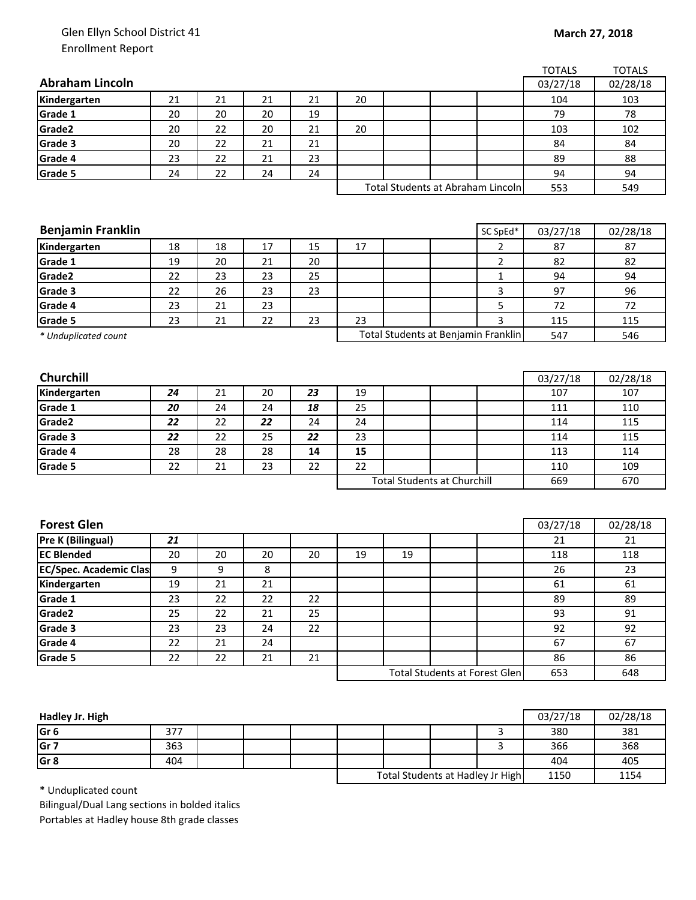Glen Ellyn School District 41
Enrollment Report

**March 27, 2018**

| **Abraham Lincoln** | | | | | | | | | TOTALS 03/27/18 | TOTALS 02/28/18 |
|---|---|---|---|---|---|---|---|---|---|---|
| **Kindergarten** | 21 | 21 | 21 | 21 | 20 | | | | 104 | 103 |
| **Grade 1** | 20 | 20 | 20 | 19 | | | | | 79 | 78 |
| **Grade2** | 20 | 22 | 20 | 21 | 20 | | | | 103 | 102 |
| **Grade 3** | 20 | 22 | 21 | 21 | | | | | 84 | 84 |
| **Grade 4** | 23 | 22 | 21 | 23 | | | | | 89 | 88 |
| **Grade 5** | 24 | 22 | 24 | 24 | | | | | 94 | 94 |
| | | | | | Total Students at Abraham Lincoln | | | | 553 | 549 |

| **Benjamin Franklin** | | | | | | | | SC SpEd* | 03/27/18 | 02/28/18 |
|---|---|---|---|---|---|---|---|---|---|---|
| **Kindergarten** | 18 | 18 | 17 | 15 | 17 | | | 2 | 87 | 87 |
| **Grade 1** | 19 | 20 | 21 | 20 | | | | 2 | 82 | 82 |
| **Grade2** | 22 | 23 | 23 | 25 | | | | 1 | 94 | 94 |
| **Grade 3** | 22 | 26 | 23 | 23 | | | | 3 | 97 | 96 |
| **Grade 4** | 23 | 21 | 23 | | | | | 5 | 72 | 72 |
| **Grade 5** | 23 | 21 | 22 | 23 | 23 | | | 3 | 115 | 115 |
| *\* Unduplicated count* | | | | | Total Students at Benjamin Franklin | | | | 547 | 546 |

| **Churchill** | | | | | | | | | 03/27/18 | 02/28/18 |
|---|---|---|---|---|---|---|---|---|---|---|
| **Kindergarten** | ***24*** | 21 | 20 | ***23*** | 19 | | | | 107 | 107 |
| **Grade 1** | ***20*** | 24 | 24 | ***18*** | 25 | | | | 111 | 110 |
| **Grade2** | ***22*** | 22 | ***22*** | 24 | 24 | | | | 114 | 115 |
| **Grade 3** | ***22*** | 22 | 25 | ***22*** | 23 | | | | 114 | 115 |
| **Grade 4** | 28 | 28 | 28 | **14** | **15** | | | | 113 | 114 |
| **Grade 5** | 22 | 21 | 23 | 22 | 22 | | | | 110 | 109 |
| | | | | | Total Students at Churchill | | | | 669 | 670 |

| **Forest Glen** | | | | | | | | | 03/27/18 | 02/28/18 |
|---|---|---|---|---|---|---|---|---|---|---|
| **Pre K (Bilingual)** | ***21*** | | | | | | | | 21 | 21 |
| **EC Blended** | 20 | 20 | 20 | 20 | 19 | 19 | | | 118 | 118 |
| **EC/Spec. Academic Clas** | 9 | 9 | 8 | | | | | | 26 | 23 |
| **Kindergarten** | 19 | 21 | 21 | | | | | | 61 | 61 |
| **Grade 1** | 23 | 22 | 22 | 22 | | | | | 89 | 89 |
| **Grade2** | 25 | 22 | 21 | 25 | | | | | 93 | 91 |
| **Grade 3** | 23 | 23 | 24 | 22 | | | | | 92 | 92 |
| **Grade 4** | 22 | 21 | 24 | | | | | | 67 | 67 |
| **Grade 5** | 22 | 22 | 21 | 21 | | | | | 86 | 86 |
| | | | | | Total Students at Forest Glen | | | | 653 | 648 |

| **Hadley Jr. High** | | | | | | | | | 03/27/18 | 02/28/18 |
|---|---|---|---|---|---|---|---|---|---|---|
| **Gr 6** | 377 | | | | | | | 3 | 380 | 381 |
| **Gr 7** | 363 | | | | | | | 3 | 366 | 368 |
| **Gr 8** | 404 | | | | | | | | 404 | 405 |
| | | | | | Total Students at Hadley Jr High | | | | 1150 | 1154 |

\* Unduplicated count
Bilingual/Dual Lang sections in bolded italics
Portables at Hadley house 8th grade classes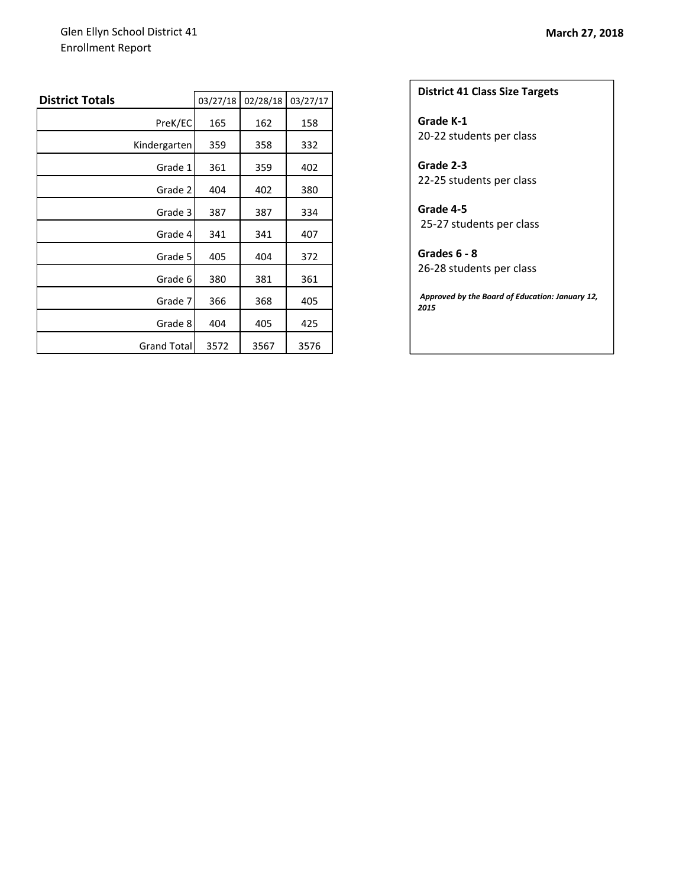Glen Ellyn School District 41
Enrollment Report

**March 27, 2018**

| District Totals | 03/27/18 | 02/28/18 | 03/27/17 |
|---|---|---|---|
| PreK/EC | 165 | 162 | 158 |
| Kindergarten | 359 | 358 | 332 |
| Grade 1 | 361 | 359 | 402 |
| Grade 2 | 404 | 402 | 380 |
| Grade 3 | 387 | 387 | 334 |
| Grade 4 | 341 | 341 | 407 |
| Grade 5 | 405 | 404 | 372 |
| Grade 6 | 380 | 381 | 361 |
| Grade 7 | 366 | 368 | 405 |
| Grade 8 | 404 | 405 | 425 |
| Grand Total | 3572 | 3567 | 3576 |

**District 41 Class Size Targets**

**Grade K-1**
20-22 students per class

**Grade 2-3**
22-25 students per class

**Grade 4-5**
25-27 students per class

**Grades 6 - 8**
26-28 students per class

***Approved by the Board of Education: January 12, 2015***